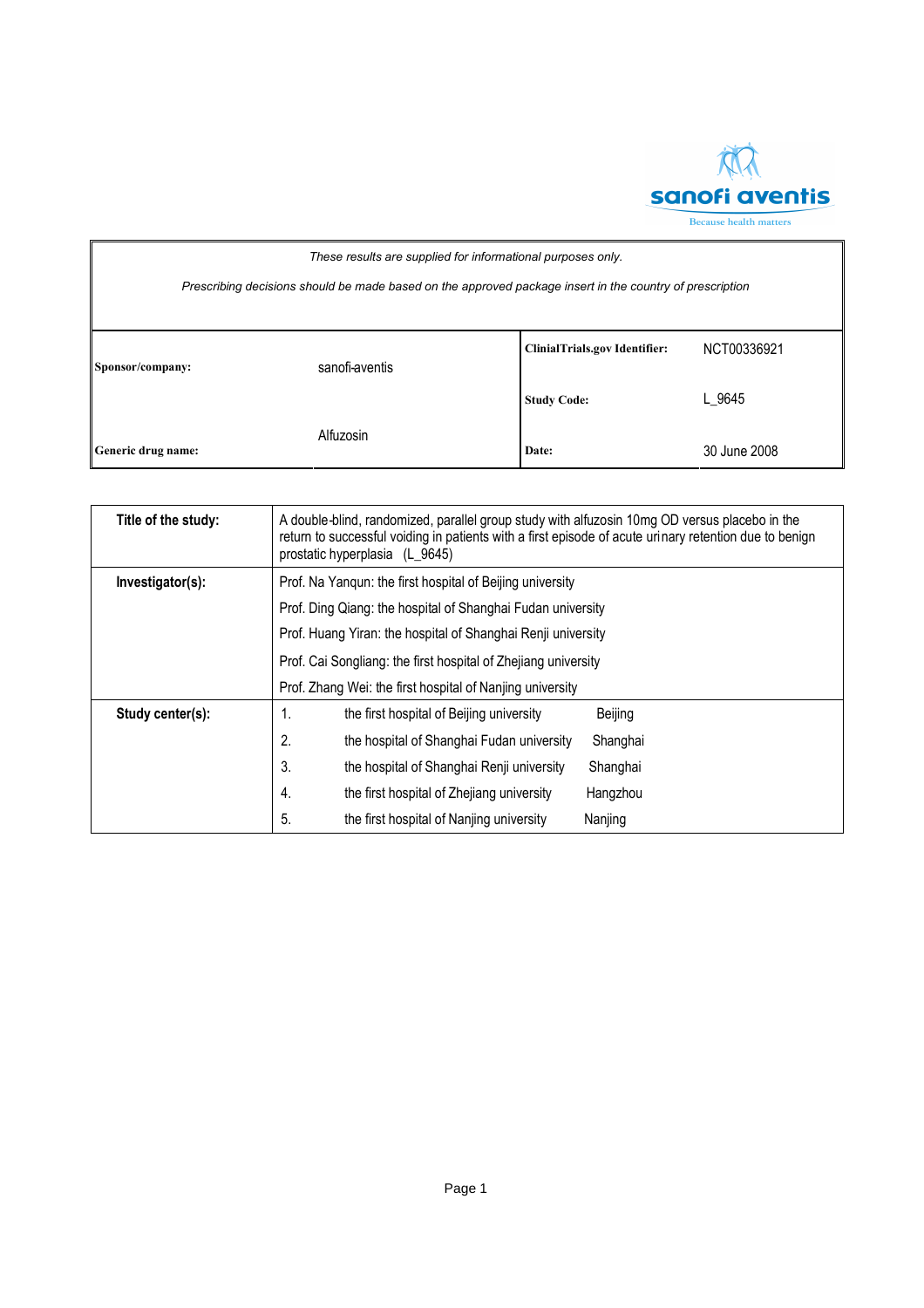sanofi aventis

Because health matters

*These results are supplied for informational purposes only.*

*Prescribing decisions should be made based on the approved package insert in the country of prescription*

| | | | |
|---|---|---|---|
| **Sponsor/company:** | sanofi-aventis | **ClinialTrials.gov Identifier:** | NCT00336921 |
| | | **Study Code:** | L_9645 |
| **Generic drug name:** | Alfuzosin | **Date:** | 30 June 2008 |

| | |
|---|---|
| **Title of the study:** | A double-blind, randomized, parallel group study with alfuzosin 10mg OD versus placebo in the return to successful voiding in patients with a first episode of acute urinary retention due to benign prostatic hyperplasia (L_9645) |
| **Investigator(s):** | Prof. Na Yanqun: the first hospital of Beijing university<br>Prof. Ding Qiang: the hospital of Shanghai Fudan university<br>Prof. Huang Yiran: the hospital of Shanghai Renji university<br>Prof. Cai Songliang: the first hospital of Zhejiang university<br>Prof. Zhang Wei: the first hospital of Nanjing university |
| **Study center(s):** | 1. the first hospital of Beijing university Beijing<br>2. the hospital of Shanghai Fudan university Shanghai<br>3. the hospital of Shanghai Renji university Shanghai<br>4. the first hospital of Zhejiang university Hangzhou<br>5. the first hospital of Nanjing university Nanjing |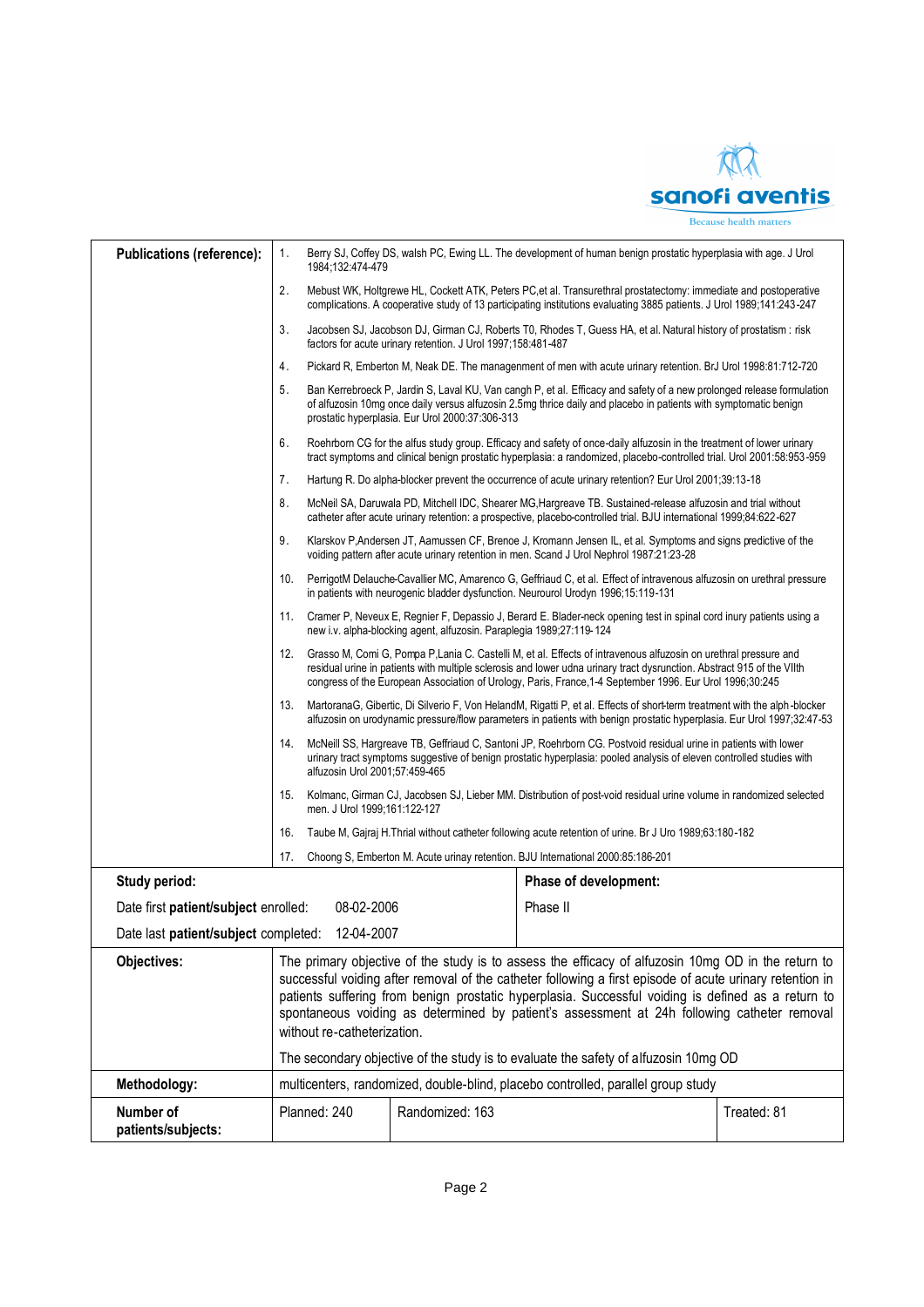| Publications (reference): | 1. Berry SJ, Coffey DS, walsh PC, Ewing LL. The development of human benign prostatic hyperplasia with age. J Urol 1984;132:474-479<br>2. Mebust WK, Holtgrewe HL, Cockett ATK, Peters PC,et al. Transurethral prostatectomy: immediate and postoperative complications. A cooperative study of 13 participating institutions evaluating 3885 patients. J Urol 1989;141:243-247<br>3. Jacobsen SJ, Jacobson DJ, Girman CJ, Roberts T0, Rhodes T, Guess HA, et al. Natural history of prostatism : risk factors for acute urinary retention. J Urol 1997;158:481-487<br>4. Pickard R, Emberton M, Neak DE. The managenment of men with acute urinary retention. BrJ Urol 1998:81:712-720<br>5. Ban Kerrebroeck P, Jardin S, Laval KU, Van cangh P, et al. Efficacy and safety of a new prolonged release formulation of alfuzosin 10mg once daily versus alfuzosin 2.5mg thrice daily and placebo in patients with symptomatic benign prostatic hyperplasia. Eur Urol 2000:37:306-313<br>6. Roehrborn CG for the alfus study group. Efficacy and safety of once-daily alfuzosin in the treatment of lower urinary tract symptoms and clinical benign prostatic hyperplasia: a randomized, placebo-controlled trial. Urol 2001:58:953-959<br>7. Hartung R. Do alpha-blocker prevent the occurrence of acute urinary retention? Eur Urol 2001;39:13-18<br>8. McNeil SA, Daruwala PD, Mitchell IDC, Shearer MG,Hargreave TB. Sustained-release alfuzosin and trial without catheter after acute urinary retention: a prospective, placebo-controlled trial. BJU international 1999;84:622-627<br>9. Klarskov P,Andersen JT, Aamussen CF, Brenoe J, Kromann Jensen IL, et al. Symptoms and signs predictive of the voiding pattern after acute urinary retention in men. Scand J Urol Nephrol 1987:21:23-28<br>10. PerrigotM Delauche-Cavallier MC, Amarenco G, Geffriaud C, et al. Effect of intravenous alfuzosin on urethral pressure in patients with neurogenic bladder dysfunction. Neurourol Urodyn 1996;15:119-131<br>11. Cramer P, Neveux E, Regnier F, Depassio J, Berard E. Blader-neck opening test in spinal cord inury patients using a new i.v. alpha-blocking agent, alfuzosin. Paraplegia 1989;27:119-124<br>12. Grasso M, Comi G, Pompa P,Lania C. Castelli M, et al. Effects of intravenous alfuzosin on urethral pressure and residual urine in patients with multiple sclerosis and lower udna urinary tract dysrunction. Abstract 915 of the VIIth congress of the European Association of Urology, Paris, France,1-4 September 1996. Eur Urol 1996;30:245<br>13. MartoranaG, Gibertic, Di Silverio F, Von HelandM, Rigatti P, et al. Effects of short-term treatment with the alph-blocker alfuzosin on urodynamic pressure/flow parameters in patients with benign prostatic hyperplasia. Eur Urol 1997;32:47-53<br>14. McNeill SS, Hargreave TB, Geffriaud C, Santoni JP, Roehrborn CG. Postvoid residual urine in patients with lower urinary tract symptoms suggestive of benign prostatic hyperplasia: pooled analysis of eleven controlled studies with alfuzosin Urol 2001;57:459-465<br>15. Kolmanc, Girman CJ, Jacobsen SJ, Lieber MM. Distribution of post-void residual urine volume in randomized selected men. J Urol 1999;161:122-127<br>16. Taube M, Gajraj H.Thrial without catheter following acute retention of urine. Br J Uro 1989;63:180-182<br>17. Choong S, Emberton M. Acute urinay retention. BJU International 2000:85:186-201 | | |
|---|---|---|---|
| **Study period:** | | **Phase of development:** | |
| Date first **patient/subject** enrolled: 08-02-2006 | | Phase II | |
| Date last **patient/subject** completed: 12-04-2007 | | | |
| **Objectives:** | The primary objective of the study is to assess the efficacy of alfuzosin 10mg OD in the return to successful voiding after removal of the catheter following a first episode of acute urinary retention in patients suffering from benign prostatic hyperplasia. Successful voiding is defined as a return to spontaneous voiding as determined by patient's assessment at 24h following catheter removal without re-catheterization.<br><br>The secondary objective of the study is to evaluate the safety of alfuzosin 10mg OD | | |
| **Methodology:** | multicenters, randomized, double-blind, placebo controlled, parallel group study | | |
| **Number of patients/subjects:** | Planned: 240 | Randomized: 163 | Treated: 81 |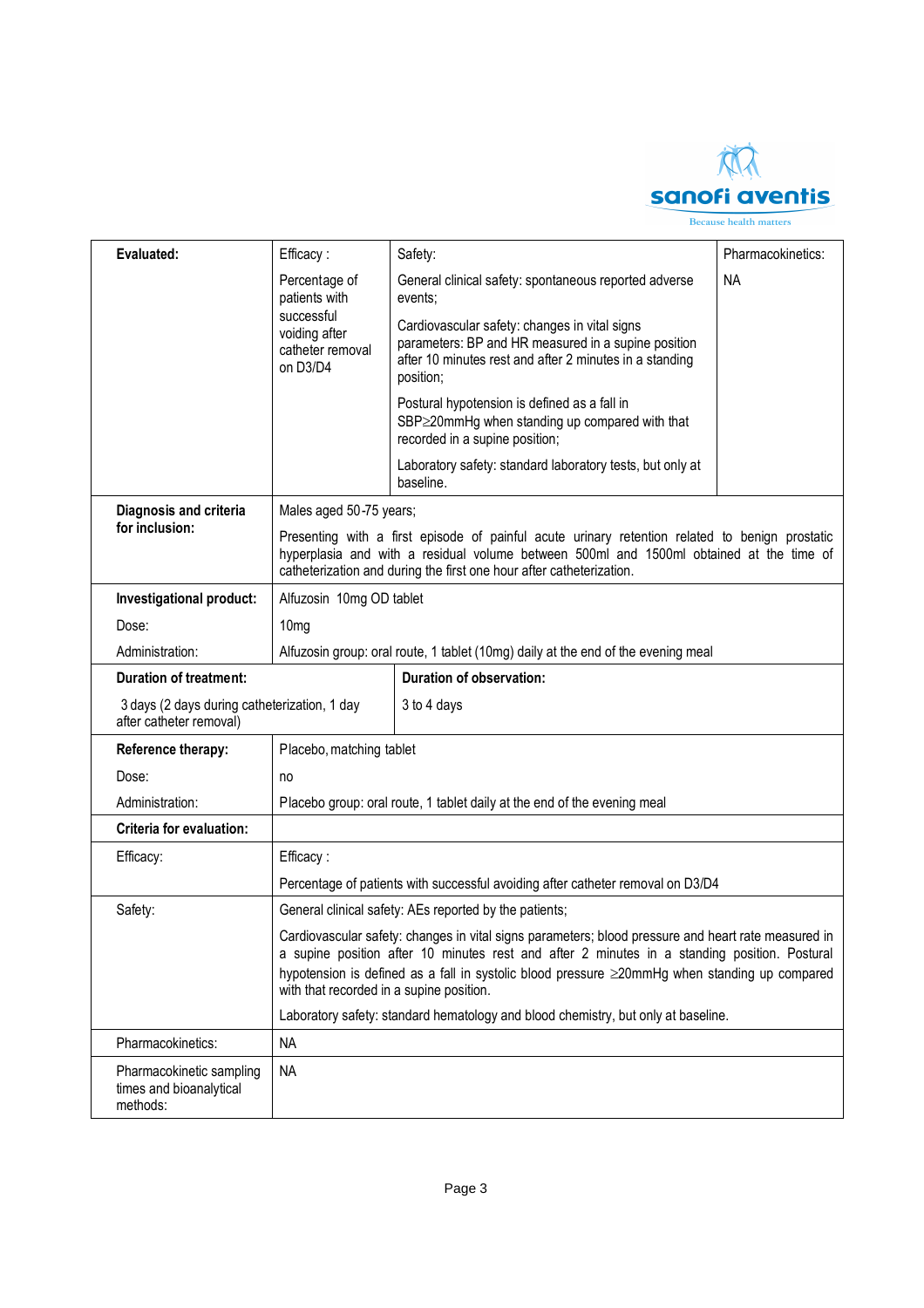| | | | |
|---|---|---|---|
| **Evaluated:** | Efficacy :<br><br>Percentage of patients with successful voiding after catheter removal on D3/D4 | Safety:<br><br>General clinical safety: spontaneous reported adverse events;<br><br>Cardiovascular safety: changes in vital signs parameters: BP and HR measured in a supine position after 10 minutes rest and after 2 minutes in a standing position;<br><br>Postural hypotension is defined as a fall in SBP≥20mmHg when standing up compared with that recorded in a supine position;<br><br>Laboratory safety: standard laboratory tests, but only at baseline. | Pharmacokinetics:<br><br>NA |
| **Diagnosis and criteria for inclusion:** | Males aged 50-75 years;<br><br>Presenting with a first episode of painful acute urinary retention related to benign prostatic hyperplasia and with a residual volume between 500ml and 1500ml obtained at the time of catheterization and during the first one hour after catheterization. | | |
| **Investigational product:** | Alfuzosin 10mg OD tablet | | |
| Dose: | 10mg | | |
| Administration: | Alfuzosin group: oral route, 1 tablet (10mg) daily at the end of the evening meal | | |
| **Duration of treatment:**<br><br>3 days (2 days during catheterization, 1 day after catheter removal) | | **Duration of observation:**<br><br>3 to 4 days | |
| **Reference therapy:** | Placebo, matching tablet | | |
| Dose: | no | | |
| Administration: | Placebo group: oral route, 1 tablet daily at the end of the evening meal | | |
| **Criteria for evaluation:** | | | |
| Efficacy: | Efficacy :<br><br>Percentage of patients with successful avoiding after catheter removal on D3/D4 | | |
| Safety: | General clinical safety: AEs reported by the patients;<br><br>Cardiovascular safety: changes in vital signs parameters; blood pressure and heart rate measured in a supine position after 10 minutes rest and after 2 minutes in a standing position. Postural hypotension is defined as a fall in systolic blood pressure ≥20mmHg when standing up compared with that recorded in a supine position.<br><br>Laboratory safety: standard hematology and blood chemistry, but only at baseline. | | |
| Pharmacokinetics: | NA | | |
| Pharmacokinetic sampling times and bioanalytical methods: | NA | | |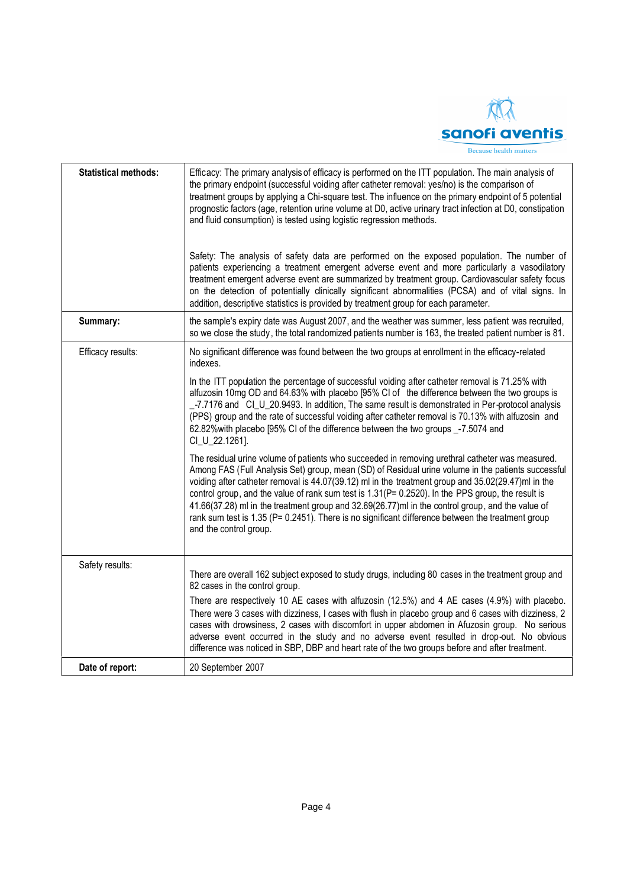| | |
|---|---|
| **Statistical methods:** | Efficacy: The primary analysis of efficacy is performed on the ITT population. The main analysis of the primary endpoint (successful voiding after catheter removal: yes/no) is the comparison of treatment groups by applying a Chi-square test. The influence on the primary endpoint of 5 potential prognostic factors (age, retention urine volume at D0, active urinary tract infection at D0, constipation and fluid consumption) is tested using logistic regression methods.<br><br>Safety: The analysis of safety data are performed on the exposed population. The number of patients experiencing a treatment emergent adverse event and more particularly a vasodilatory treatment emergent adverse event are summarized by treatment group. Cardiovascular safety focus on the detection of potentially clinically significant abnormalities (PCSA) and of vital signs. In addition, descriptive statistics is provided by treatment group for each parameter. |
| **Summary:** | the sample's expiry date was August 2007, and the weather was summer, less patient was recruited, so we close the study, the total randomized patients number is 163, the treated patient number is 81. |
| Efficacy results: | No significant difference was found between the two groups at enrollment in the efficacy-related indexes.<br><br>In the ITT population the percentage of successful voiding after catheter removal is 71.25% with alfuzosin 10mg OD and 64.63% with placebo [95% CI of the difference between the two groups is _-7.7176 and CI_U_20.9493. In addition, The same result is demonstrated in Per-protocol analysis (PPS) group and the rate of successful voiding after catheter removal is 70.13% with alfuzosin and 62.82%with placebo [95% CI of the difference between the two groups _-7.5074 and CI_U_22.1261].<br><br>The residual urine volume of patients who succeeded in removing urethral catheter was measured. Among FAS (Full Analysis Set) group, mean (SD) of Residual urine volume in the patients successful voiding after catheter removal is 44.07(39.12) ml in the treatment group and 35.02(29.47)ml in the control group, and the value of rank sum test is 1.31(P= 0.2520). In the PPS group, the result is 41.66(37.28) ml in the treatment group and 32.69(26.77)ml in the control group, and the value of rank sum test is 1.35 (P= 0.2451). There is no significant difference between the treatment group and the control group. |
| Safety results: | There are overall 162 subject exposed to study drugs, including 80 cases in the treatment group and 82 cases in the control group.<br><br>There are respectively 10 AE cases with alfuzosin (12.5%) and 4 AE cases (4.9%) with placebo. There were 3 cases with dizziness, I cases with flush in placebo group and 6 cases with dizziness, 2 cases with drowsiness, 2 cases with discomfort in upper abdomen in Afuzosin group. No serious adverse event occurred in the study and no adverse event resulted in drop-out. No obvious difference was noticed in SBP, DBP and heart rate of the two groups before and after treatment. |
| **Date of report:** | 20 September 2007 |